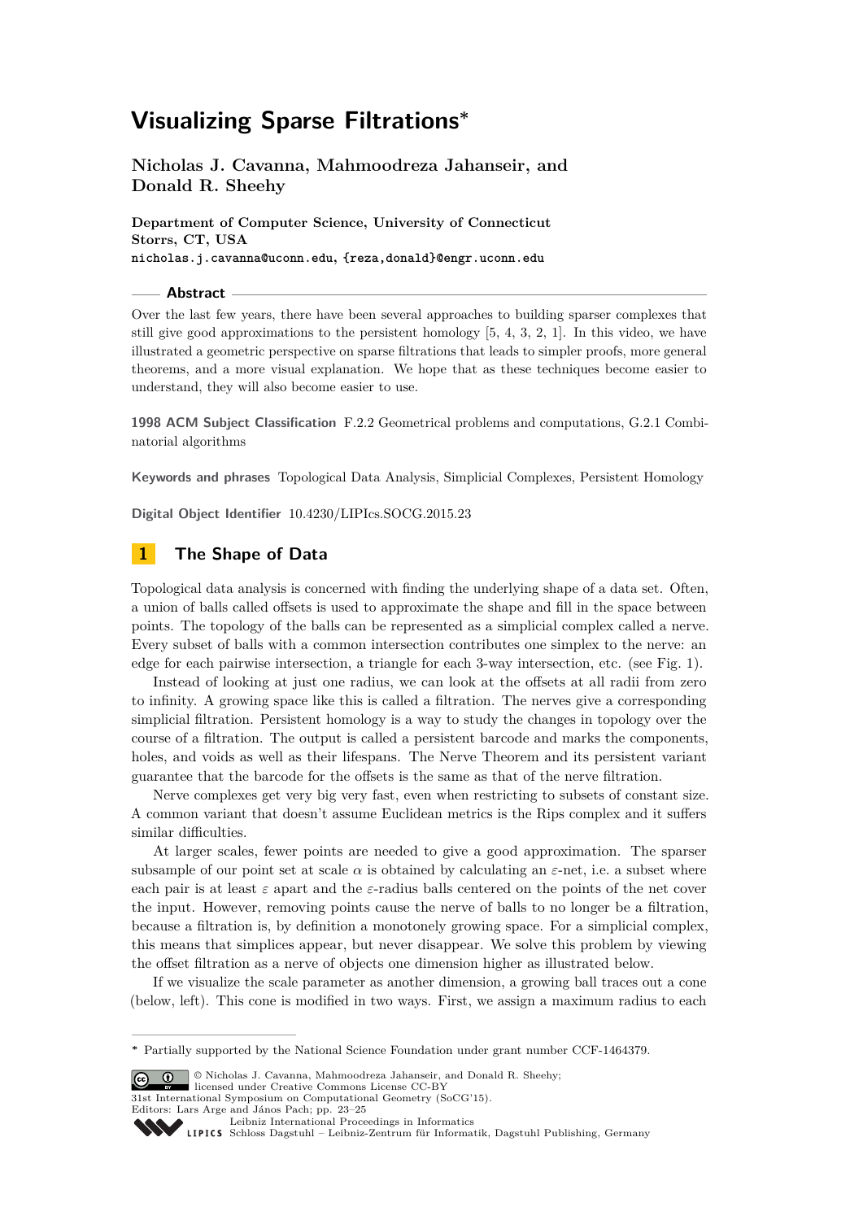# Visualizing Sparse Filtrations*

**Nicholas J. Cavanna, Mahmoodreza Jahanseir, and Donald R. Sheehy**

**Department of Computer Science, University of Connecticut**
**Storrs, CT, USA**
`nicholas.j.cavanna@uconn.edu`, `{reza,donald}@engr.uconn.edu`

## Abstract

Over the last few years, there have been several approaches to building sparser complexes that still give good approximations to the persistent homology [5, 4, 3, 2, 1]. In this video, we have illustrated a geometric perspective on sparse filtrations that leads to simpler proofs, more general theorems, and a more visual explanation. We hope that as these techniques become easier to understand, they will also become easier to use.

**1998 ACM Subject Classification** F.2.2 Geometrical problems and computations, G.2.1 Combinatorial algorithms

**Keywords and phrases** Topological Data Analysis, Simplicial Complexes, Persistent Homology

**Digital Object Identifier** 10.4230/LIPIcs.SOCG.2015.23

## 1 The Shape of Data

Topological data analysis is concerned with finding the underlying shape of a data set. Often, a union of balls called offsets is used to approximate the shape and fill in the space between points. The topology of the balls can be represented as a simplicial complex called a nerve. Every subset of balls with a common intersection contributes one simplex to the nerve: an edge for each pairwise intersection, a triangle for each 3-way intersection, etc. (see Fig. 1).

Instead of looking at just one radius, we can look at the offsets at all radii from zero to infinity. A growing space like this is called a filtration. The nerves give a corresponding simplicial filtration. Persistent homology is a way to study the changes in topology over the course of a filtration. The output is called a persistent barcode and marks the components, holes, and voids as well as their lifespans. The Nerve Theorem and its persistent variant guarantee that the barcode for the offsets is the same as that of the nerve filtration.

Nerve complexes get very big very fast, even when restricting to subsets of constant size. A common variant that doesn't assume Euclidean metrics is the Rips complex and it suffers similar difficulties.

At larger scales, fewer points are needed to give a good approximation. The sparser subsample of our point set at scale $\alpha$ is obtained by calculating an $\varepsilon$-net, i.e. a subset where each pair is at least $\varepsilon$ apart and the $\varepsilon$-radius balls centered on the points of the net cover the input. However, removing points cause the nerve of balls to no longer be a filtration, because a filtration is, by definition a monotonely growing space. For a simplicial complex, this means that simplices appear, but never disappear. We solve this problem by viewing the offset filtration as a nerve of objects one dimension higher as illustrated below.

If we visualize the scale parameter as another dimension, a growing ball traces out a cone (below, left). This cone is modified in two ways. First, we assign a maximum radius to each

---

* Partially supported by the National Science Foundation under grant number CCF-1464379.

© Nicholas J. Cavanna, Mahmoodreza Jahanseir, and Donald R. Sheehy; licensed under Creative Commons License CC-BY
31st International Symposium on Computational Geometry (SoCG'15).
Editors: Lars Arge and János Pach; pp. 23–25
Leibniz International Proceedings in Informatics
Schloss Dagstuhl – Leibniz-Zentrum für Informatik, Dagstuhl Publishing, Germany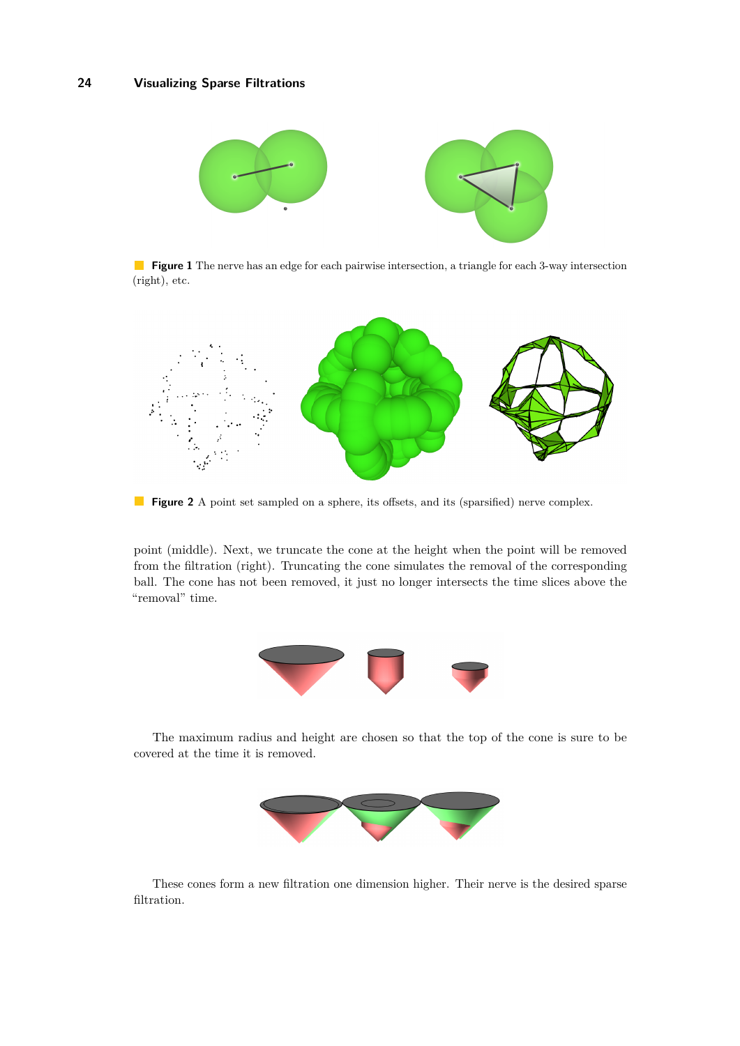**Figure 1** The nerve has an edge for each pairwise intersection, a triangle for each 3-way intersection (right), etc.

**Figure 2** A point set sampled on a sphere, its offsets, and its (sparsified) nerve complex.

point (middle). Next, we truncate the cone at the height when the point will be removed from the filtration (right). Truncating the cone simulates the removal of the corresponding ball. The cone has not been removed, it just no longer intersects the time slices above the "removal" time.

The maximum radius and height are chosen so that the top of the cone is sure to be covered at the time it is removed.

These cones form a new filtration one dimension higher. Their nerve is the desired sparse filtration.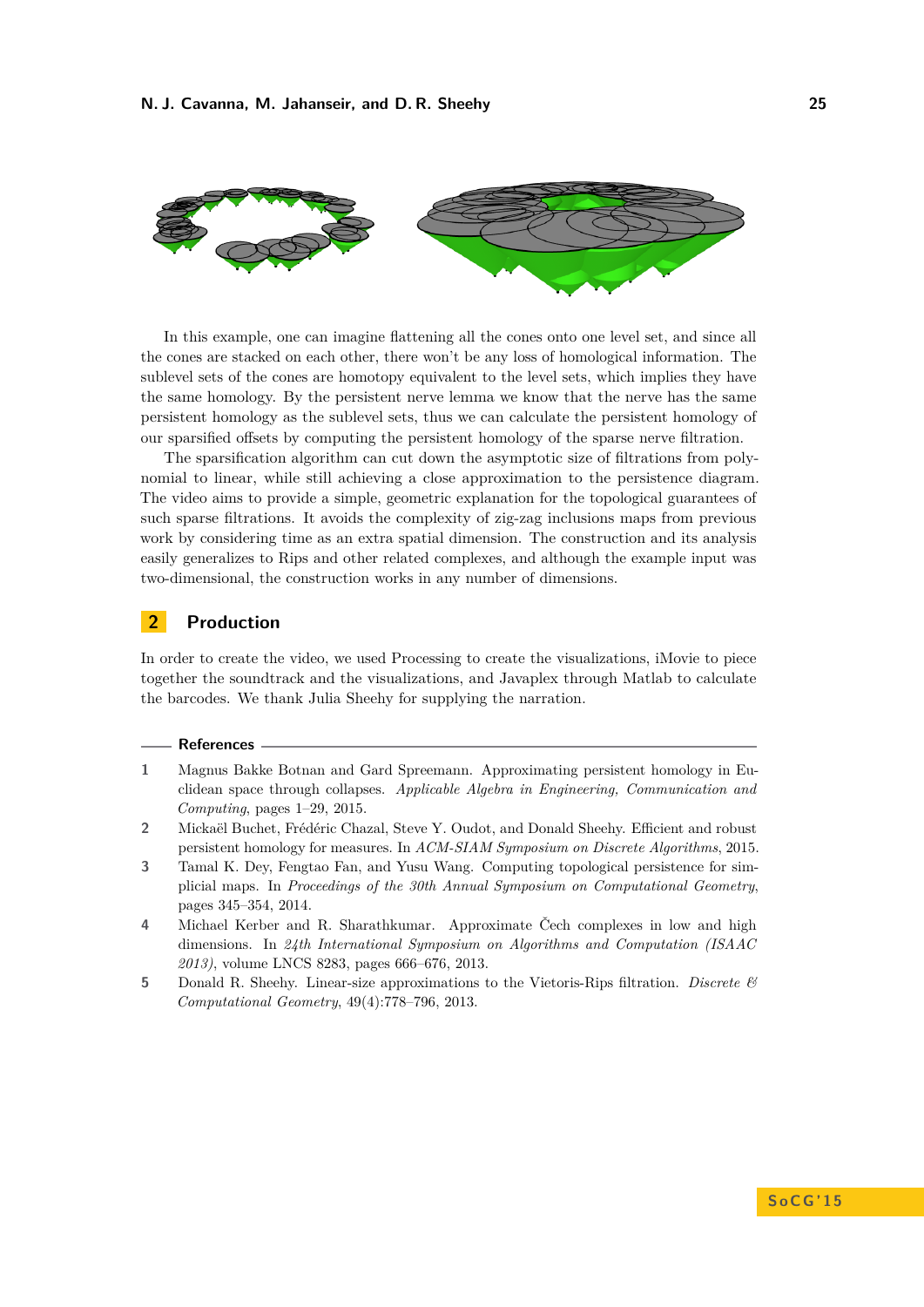In this example, one can imagine flattening all the cones onto one level set, and since all the cones are stacked on each other, there won't be any loss of homological information. The sublevel sets of the cones are homotopy equivalent to the level sets, which implies they have the same homology. By the persistent nerve lemma we know that the nerve has the same persistent homology as the sublevel sets, thus we can calculate the persistent homology of our sparsified offsets by computing the persistent homology of the sparse nerve filtration.

The sparsification algorithm can cut down the asymptotic size of filtrations from polynomial to linear, while still achieving a close approximation to the persistence diagram. The video aims to provide a simple, geometric explanation for the topological guarantees of such sparse filtrations. It avoids the complexity of zig-zag inclusions maps from previous work by considering time as an extra spatial dimension. The construction and its analysis easily generalizes to Rips and other related complexes, and although the example input was two-dimensional, the construction works in any number of dimensions.

## 2 Production

In order to create the video, we used Processing to create the visualizations, iMovie to piece together the soundtrack and the visualizations, and Javaplex through Matlab to calculate the barcodes. We thank Julia Sheehy for supplying the narration.

### References

1. Magnus Bakke Botnan and Gard Spreemann. Approximating persistent homology in Euclidean space through collapses. *Applicable Algebra in Engineering, Communication and Computing*, pages 1–29, 2015.
2. Mickaël Buchet, Frédéric Chazal, Steve Y. Oudot, and Donald Sheehy. Efficient and robust persistent homology for measures. In *ACM-SIAM Symposium on Discrete Algorithms*, 2015.
3. Tamal K. Dey, Fengtao Fan, and Yusu Wang. Computing topological persistence for simplicial maps. In *Proceedings of the 30th Annual Symposium on Computational Geometry*, pages 345–354, 2014.
4. Michael Kerber and R. Sharathkumar. Approximate Čech complexes in low and high dimensions. In *24th International Symposium on Algorithms and Computation (ISAAC 2013)*, volume LNCS 8283, pages 666–676, 2013.
5. Donald R. Sheehy. Linear-size approximations to the Vietoris-Rips filtration. *Discrete & Computational Geometry*, 49(4):778–796, 2013.